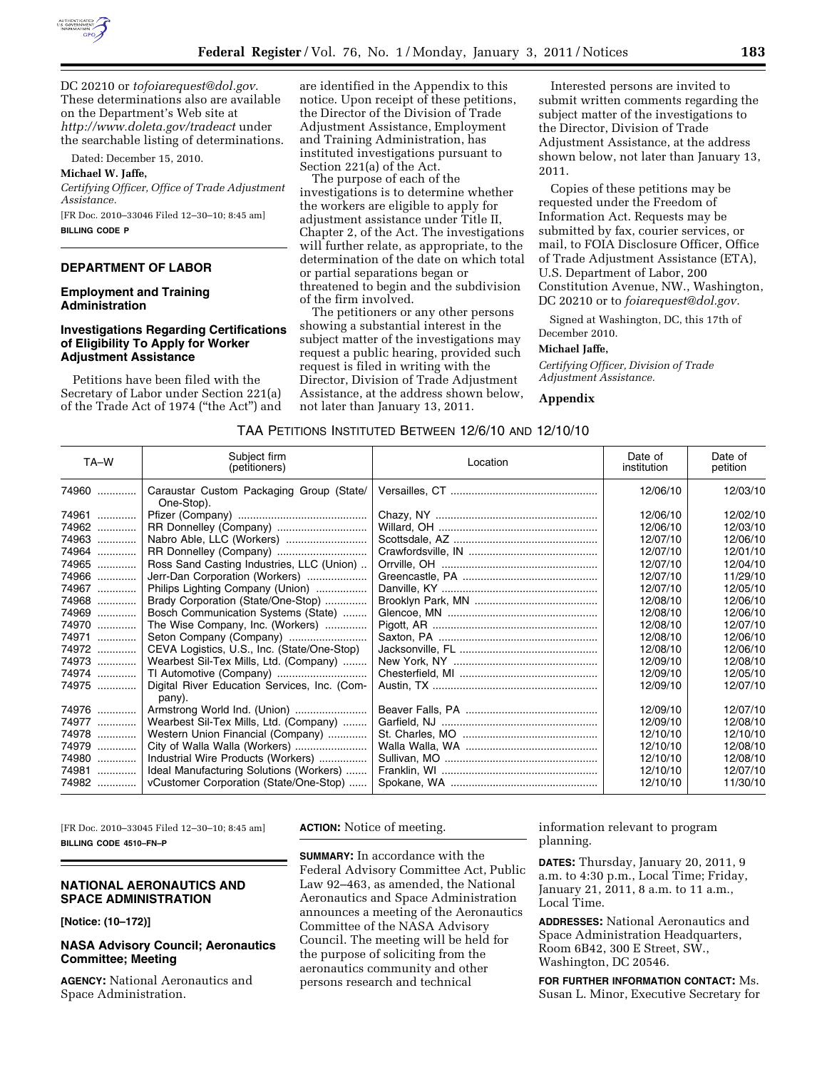DC 20210 or *tofoiarequest@dol.gov.* These determinations also are available on the Department's Web site at *http://www.doleta.gov/tradeact* under the searchable listing of determinations.

Dated: December 15, 2010.

**Michael W. Jaffe,**

*Certifying Officer, Office of Trade Adjustment Assistance.*

[FR Doc. 2010–33046 Filed 12–30–10; 8:45 am]

**BILLING CODE P**

## DEPARTMENT OF LABOR

### Employment and Training Administration

### Investigations Regarding Certifications of Eligibility To Apply for Worker Adjustment Assistance

Petitions have been filed with the Secretary of Labor under Section 221(a) of the Trade Act of 1974 ("the Act") and are identified in the Appendix to this notice. Upon receipt of these petitions, the Director of the Division of Trade Adjustment Assistance, Employment and Training Administration, has instituted investigations pursuant to Section 221(a) of the Act.

The purpose of each of the investigations is to determine whether the workers are eligible to apply for adjustment assistance under Title II, Chapter 2, of the Act. The investigations will further relate, as appropriate, to the determination of the date on which total or partial separations began or threatened to begin and the subdivision of the firm involved.

The petitioners or any other persons showing a substantial interest in the subject matter of the investigations may request a public hearing, provided such request is filed in writing with the Director, Division of Trade Adjustment Assistance, at the address shown below, not later than January 13, 2011.

Interested persons are invited to submit written comments regarding the subject matter of the investigations to the Director, Division of Trade Adjustment Assistance, at the address shown below, not later than January 13, 2011.

Copies of these petitions may be requested under the Freedom of Information Act. Requests may be submitted by fax, courier services, or mail, to FOIA Disclosure Officer, Office of Trade Adjustment Assistance (ETA), U.S. Department of Labor, 200 Constitution Avenue, NW., Washington, DC 20210 or to *foiarequest@dol.gov.*

Signed at Washington, DC, this 17th of December 2010.

**Michael Jaffe,**

*Certifying Officer, Division of Trade Adjustment Assistance.*

### Appendix

TAA PETITIONS INSTITUTED BETWEEN 12/6/10 AND 12/10/10

| TA–W | Subject firm (petitioners) | Location | Date of institution | Date of petition |
|---|---|---|---|---|
| 74960 | Caraustar Custom Packaging Group (State/One-Stop). | Versailles, CT | 12/06/10 | 12/03/10 |
| 74961 | Pfizer (Company) | Chazy, NY | 12/06/10 | 12/02/10 |
| 74962 | RR Donnelley (Company) | Willard, OH | 12/06/10 | 12/03/10 |
| 74963 | Nabro Able, LLC (Workers) | Scottsdale, AZ | 12/07/10 | 12/06/10 |
| 74964 | RR Donnelley (Company) | Crawfordsville, IN | 12/07/10 | 12/01/10 |
| 74965 | Ross Sand Casting Industries, LLC (Union) | Orrville, OH | 12/07/10 | 12/04/10 |
| 74966 | Jerr-Dan Corporation (Workers) | Greencastle, PA | 12/07/10 | 11/29/10 |
| 74967 | Philips Lighting Company (Union) | Danville, KY | 12/07/10 | 12/05/10 |
| 74968 | Brady Corporation (State/One-Stop) | Brooklyn Park, MN | 12/08/10 | 12/06/10 |
| 74969 | Bosch Communication Systems (State) | Glencoe, MN | 12/08/10 | 12/06/10 |
| 74970 | The Wise Company, Inc. (Workers) | Pigott, AR | 12/08/10 | 12/07/10 |
| 74971 | Seton Company (Company) | Saxton, PA | 12/08/10 | 12/06/10 |
| 74972 | CEVA Logistics, U.S., Inc. (State/One-Stop) | Jacksonville, FL | 12/08/10 | 12/06/10 |
| 74973 | Wearbest Sil-Tex Mills, Ltd. (Company) | New York, NY | 12/09/10 | 12/08/10 |
| 74974 | TI Automotive (Company) | Chesterfield, MI | 12/09/10 | 12/05/10 |
| 74975 | Digital River Education Services, Inc. (Company). | Austin, TX | 12/09/10 | 12/07/10 |
| 74976 | Armstrong World Ind. (Union) | Beaver Falls, PA | 12/09/10 | 12/07/10 |
| 74977 | Wearbest Sil-Tex Mills, Ltd. (Company) | Garfield, NJ | 12/09/10 | 12/08/10 |
| 74978 | Western Union Financial (Company) | St. Charles, MO | 12/10/10 | 12/10/10 |
| 74979 | City of Walla Walla (Workers) | Walla Walla, WA | 12/10/10 | 12/08/10 |
| 74980 | Industrial Wire Products (Workers) | Sullivan, MO | 12/10/10 | 12/08/10 |
| 74981 | Ideal Manufacturing Solutions (Workers) | Franklin, WI | 12/10/10 | 12/07/10 |
| 74982 | vCustomer Corporation (State/One-Stop) | Spokane, WA | 12/10/10 | 11/30/10 |

[FR Doc. 2010–33045 Filed 12–30–10; 8:45 am]

**BILLING CODE 4510–FN–P**

## NATIONAL AERONAUTICS AND SPACE ADMINISTRATION

**[Notice: (10–172)]**

### NASA Advisory Council; Aeronautics Committee; Meeting

**AGENCY:** National Aeronautics and Space Administration.

**ACTION:** Notice of meeting.

**SUMMARY:** In accordance with the Federal Advisory Committee Act, Public Law 92–463, as amended, the National Aeronautics and Space Administration announces a meeting of the Aeronautics Committee of the NASA Advisory Council. The meeting will be held for the purpose of soliciting from the aeronautics community and other persons research and technical information relevant to program planning.

**DATES:** Thursday, January 20, 2011, 9 a.m. to 4:30 p.m., Local Time; Friday, January 21, 2011, 8 a.m. to 11 a.m., Local Time.

**ADDRESSES:** National Aeronautics and Space Administration Headquarters, Room 6B42, 300 E Street, SW., Washington, DC 20546.

**FOR FURTHER INFORMATION CONTACT:** Ms. Susan L. Minor, Executive Secretary for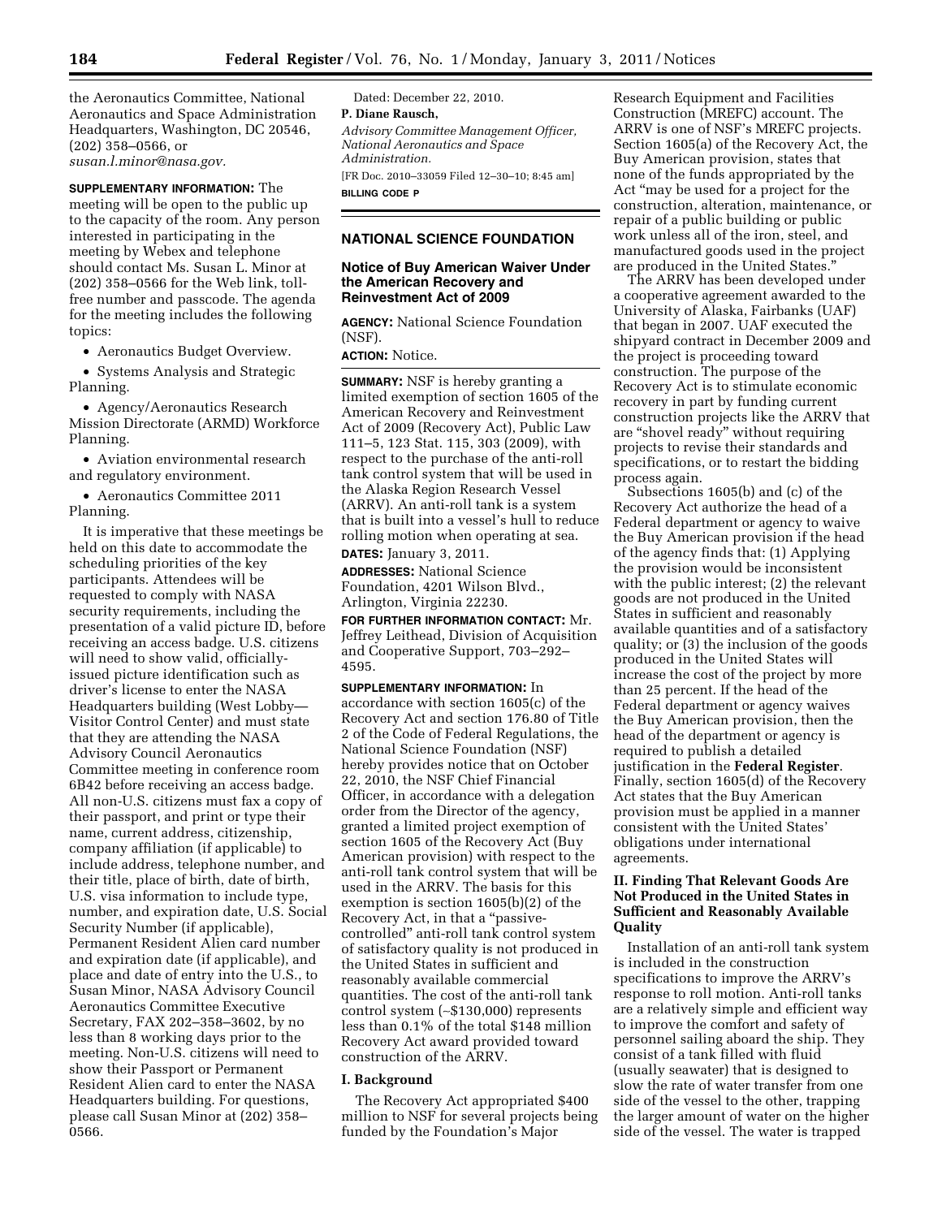the Aeronautics Committee, National Aeronautics and Space Administration Headquarters, Washington, DC 20546, (202) 358–0566, or *susan.l.minor@nasa.gov.*

**SUPPLEMENTARY INFORMATION:** The meeting will be open to the public up to the capacity of the room. Any person interested in participating in the meeting by Webex and telephone should contact Ms. Susan L. Minor at (202) 358–0566 for the Web link, toll-free number and passcode. The agenda for the meeting includes the following topics:

- Aeronautics Budget Overview.
- Systems Analysis and Strategic Planning.
- Agency/Aeronautics Research Mission Directorate (ARMD) Workforce Planning.
- Aviation environmental research and regulatory environment.
- Aeronautics Committee 2011 Planning.

It is imperative that these meetings be held on this date to accommodate the scheduling priorities of the key participants. Attendees will be requested to comply with NASA security requirements, including the presentation of a valid picture ID, before receiving an access badge. U.S. citizens will need to show valid, officially-issued picture identification such as driver's license to enter the NASA Headquarters building (West Lobby—Visitor Control Center) and must state that they are attending the NASA Advisory Council Aeronautics Committee meeting in conference room 6B42 before receiving an access badge. All non-U.S. citizens must fax a copy of their passport, and print or type their name, current address, citizenship, company affiliation (if applicable) to include address, telephone number, and their title, place of birth, date of birth, U.S. visa information to include type, number, and expiration date, U.S. Social Security Number (if applicable), Permanent Resident Alien card number and expiration date (if applicable), and place and date of entry into the U.S., to Susan Minor, NASA Advisory Council Aeronautics Committee Executive Secretary, FAX 202–358–3602, by no less than 8 working days prior to the meeting. Non-U.S. citizens will need to show their Passport or Permanent Resident Alien card to enter the NASA Headquarters building. For questions, please call Susan Minor at (202) 358–0566.

Dated: December 22, 2010.

**P. Diane Rausch,**

*Advisory Committee Management Officer, National Aeronautics and Space Administration.*

[FR Doc. 2010–33059 Filed 12–30–10; 8:45 am]

**BILLING CODE P**

## NATIONAL SCIENCE FOUNDATION

### Notice of Buy American Waiver Under the American Recovery and Reinvestment Act of 2009

**AGENCY:** National Science Foundation (NSF).

**ACTION:** Notice.

**SUMMARY:** NSF is hereby granting a limited exemption of section 1605 of the American Recovery and Reinvestment Act of 2009 (Recovery Act), Public Law 111–5, 123 Stat. 115, 303 (2009), with respect to the purchase of the anti-roll tank control system that will be used in the Alaska Region Research Vessel (ARRV). An anti-roll tank is a system that is built into a vessel's hull to reduce rolling motion when operating at sea.

**DATES:** January 3, 2011.

**ADDRESSES:** National Science Foundation, 4201 Wilson Blvd., Arlington, Virginia 22230.

**FOR FURTHER INFORMATION CONTACT:** Mr. Jeffrey Leithead, Division of Acquisition and Cooperative Support, 703–292–4595.

**SUPPLEMENTARY INFORMATION:** In accordance with section 1605(c) of the Recovery Act and section 176.80 of Title 2 of the Code of Federal Regulations, the National Science Foundation (NSF) hereby provides notice that on October 22, 2010, the NSF Chief Financial Officer, in accordance with a delegation order from the Director of the agency, granted a limited project exemption of section 1605 of the Recovery Act (Buy American provision) with respect to the anti-roll tank control system that will be used in the ARRV. The basis for this exemption is section 1605(b)(2) of the Recovery Act, in that a "passive-controlled" anti-roll tank control system of satisfactory quality is not produced in the United States in sufficient and reasonably available commercial quantities. The cost of the anti-roll tank control system (~$130,000) represents less than 0.1% of the total $148 million Recovery Act award provided toward construction of the ARRV.

### I. Background

The Recovery Act appropriated $400 million to NSF for several projects being funded by the Foundation's Major Research Equipment and Facilities Construction (MREFC) account. The ARRV is one of NSF's MREFC projects. Section 1605(a) of the Recovery Act, the Buy American provision, states that none of the funds appropriated by the Act "may be used for a project for the construction, alteration, maintenance, or repair of a public building or public work unless all of the iron, steel, and manufactured goods used in the project are produced in the United States."

The ARRV has been developed under a cooperative agreement awarded to the University of Alaska, Fairbanks (UAF) that began in 2007. UAF executed the shipyard contract in December 2009 and the project is proceeding toward construction. The purpose of the Recovery Act is to stimulate economic recovery in part by funding current construction projects like the ARRV that are "shovel ready" without requiring projects to revise their standards and specifications, or to restart the bidding process again.

Subsections 1605(b) and (c) of the Recovery Act authorize the head of a Federal department or agency to waive the Buy American provision if the head of the agency finds that: (1) Applying the provision would be inconsistent with the public interest; (2) the relevant goods are not produced in the United States in sufficient and reasonably available quantities and of a satisfactory quality; or (3) the inclusion of the goods produced in the United States will increase the cost of the project by more than 25 percent. If the head of the Federal department or agency waives the Buy American provision, then the head of the department or agency is required to publish a detailed justification in the **Federal Register**. Finally, section 1605(d) of the Recovery Act states that the Buy American provision must be applied in a manner consistent with the United States' obligations under international agreements.

### II. Finding That Relevant Goods Are Not Produced in the United States in Sufficient and Reasonably Available Quality

Installation of an anti-roll tank system is included in the construction specifications to improve the ARRV's response to roll motion. Anti-roll tanks are a relatively simple and efficient way to improve the comfort and safety of personnel sailing aboard the ship. They consist of a tank filled with fluid (usually seawater) that is designed to slow the rate of water transfer from one side of the vessel to the other, trapping the larger amount of water on the higher side of the vessel. The water is trapped